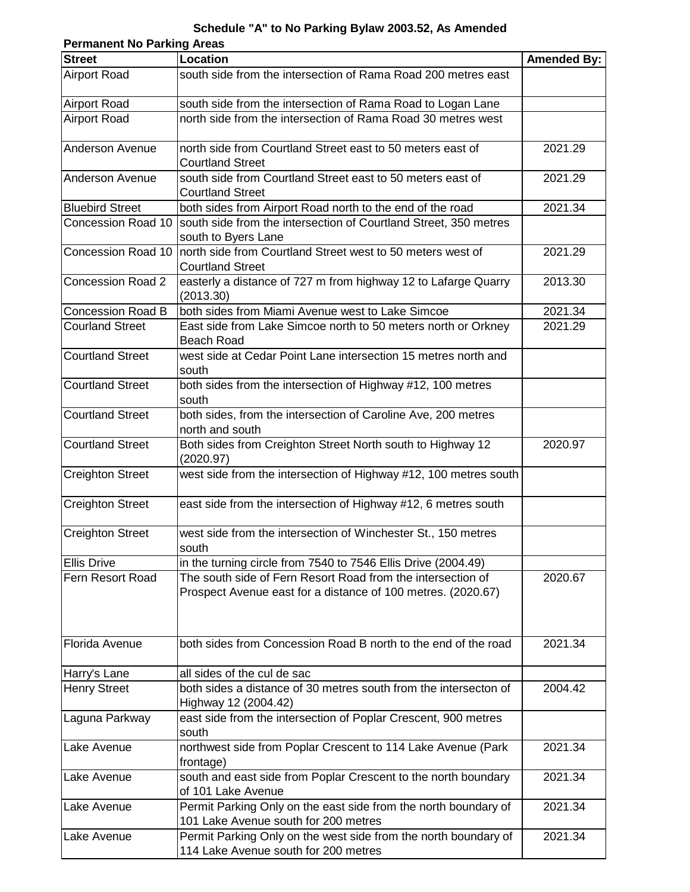## Schedule "A" to No Parking Bylaw 2003.52, As Amended

**Permanent No Parking Areas**

| Street | Location | Amended By: |
|---|---|---|
| Airport Road | south side from the intersection of Rama Road 200 metres east | |
| Airport Road | south side from the intersection of Rama Road to Logan Lane | |
| Airport Road | north side from the intersection of Rama Road 30 metres west | |
| Anderson Avenue | north side from Courtland Street east to 50 meters east of Courtland Street | 2021.29 |
| Anderson Avenue | south side from Courtland Street east to 50 meters east of Courtland Street | 2021.29 |
| Bluebird Street | both sides from Airport Road north to the end of the road | 2021.34 |
| Concession Road 10 | south side from the intersection of Courtland Street, 350 metres south to Byers Lane | |
| Concession Road 10 | north side from Courtland Street west to 50 meters west of Courtland Street | 2021.29 |
| Concession Road 2 | easterly a distance of 727 m from highway 12 to Lafarge Quarry (2013.30) | 2013.30 |
| Concession Road B | both sides from Miami Avenue west to Lake Simcoe | 2021.34 |
| Courland Street | East side from Lake Simcoe north to 50 meters north or Orkney Beach Road | 2021.29 |
| Courtland Street | west side at Cedar Point Lane intersection 15 metres north and south | |
| Courtland Street | both sides from the intersection of Highway #12, 100 metres south | |
| Courtland Street | both sides, from the intersection of Caroline Ave, 200 metres north and south | |
| Courtland Street | Both sides from Creighton Street North south to Highway 12 (2020.97) | 2020.97 |
| Creighton Street | west side from the intersection of Highway #12, 100 metres south | |
| Creighton Street | east side from the intersection of Highway #12, 6 metres south | |
| Creighton Street | west side from the intersection of Winchester St., 150 metres south | |
| Ellis Drive | in the turning circle from 7540 to 7546 Ellis Drive (2004.49) | |
| Fern Resort Road | The south side of Fern Resort Road from the intersection of Prospect Avenue east for a distance of 100 metres. (2020.67) | 2020.67 |
| Florida Avenue | both sides from Concession Road B north to the end of the road | 2021.34 |
| Harry's Lane | all sides of the cul de sac | |
| Henry Street | both sides a distance of 30 metres south from the intersecton of Highway 12 (2004.42) | 2004.42 |
| Laguna Parkway | east side from the intersection of Poplar Crescent, 900 metres south | |
| Lake Avenue | northwest side from Poplar Crescent to 114 Lake Avenue (Park frontage) | 2021.34 |
| Lake Avenue | south and east side from Poplar Crescent to the north boundary of 101 Lake Avenue | 2021.34 |
| Lake Avenue | Permit Parking Only on the east side from the north boundary of 101 Lake Avenue south for 200 metres | 2021.34 |
| Lake Avenue | Permit Parking Only on the west side from the north boundary of 114 Lake Avenue south for 200 metres | 2021.34 |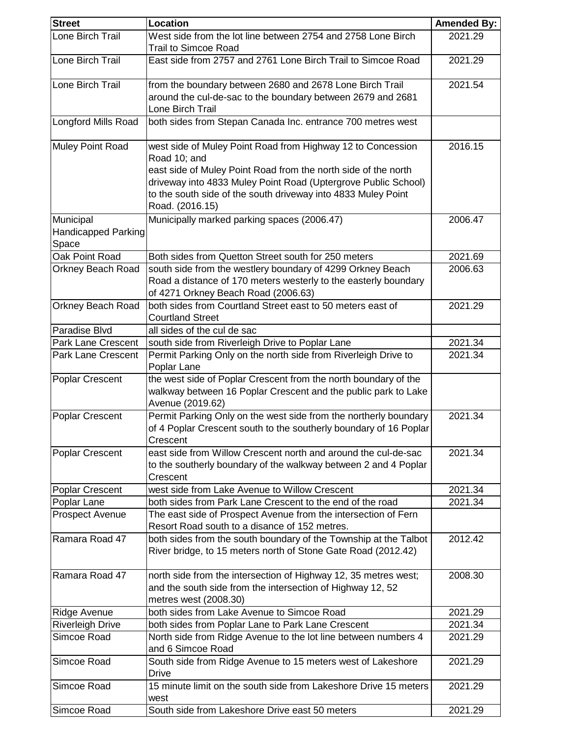| Street | Location | Amended By: |
|---|---|---|
| Lone Birch Trail | West side from the lot line between 2754 and 2758 Lone Birch Trail to Simcoe Road | 2021.29 |
| Lone Birch Trail | East side from 2757 and 2761 Lone Birch Trail to Simcoe Road | 2021.29 |
| Lone Birch Trail | from the boundary between 2680 and 2678 Lone Birch Trail around the cul-de-sac to the boundary between 2679 and 2681 Lone Birch Trail | 2021.54 |
| Longford Mills Road | both sides from Stepan Canada Inc. entrance 700 metres west | |
| Muley Point Road | west side of Muley Point Road from Highway 12 to Concession Road 10; and east side of Muley Point Road from the north side of the north driveway into 4833 Muley Point Road (Uptergrove Public School) to the south side of the south driveway into 4833 Muley Point Road. (2016.15) | 2016.15 |
| Municipal Handicapped Parking Space | Municipally marked parking spaces (2006.47) | 2006.47 |
| Oak Point Road | Both sides from Quetton Street south for 250 meters | 2021.69 |
| Orkney Beach Road | south side from the westlery boundary of 4299 Orkney Beach Road a distance of 170 meters westerly to the easterly boundary of 4271 Orkney Beach Road (2006.63) | 2006.63 |
| Orkney Beach Road | both sides from Courtland Street east to 50 meters east of Courtland Street | 2021.29 |
| Paradise Blvd | all sides of the cul de sac | |
| Park Lane Crescent | south side from Riverleigh Drive to Poplar Lane | 2021.34 |
| Park Lane Crescent | Permit Parking Only on the north side from Riverleigh Drive to Poplar Lane | 2021.34 |
| Poplar Crescent | the west side of Poplar Crescent from the north boundary of the walkway between 16 Poplar Crescent and the public park to Lake Avenue (2019.62) | |
| Poplar Crescent | Permit Parking Only on the west side from the northerly boundary of 4 Poplar Crescent south to the southerly boundary of 16 Poplar Crescent | 2021.34 |
| Poplar Crescent | east side from Willow Crescent north and around the cul-de-sac to the southerly boundary of the walkway between 2 and 4 Poplar Crescent | 2021.34 |
| Poplar Crescent | west side from Lake Avenue to Willow Crescent | 2021.34 |
| Poplar Lane | both sides from Park Lane Crescent to the end of the road | 2021.34 |
| Prospect Avenue | The east side of Prospect Avenue from the intersection of Fern Resort Road south to a disance of 152 metres. | |
| Ramara Road 47 | both sides from the south boundary of the Township at the Talbot River bridge, to 15 meters north of Stone Gate Road (2012.42) | 2012.42 |
| Ramara Road 47 | north side from the intersection of Highway 12, 35 metres west; and the south side from the intersection of Highway 12, 52 metres west (2008.30) | 2008.30 |
| Ridge Avenue | both sides from Lake Avenue to Simcoe Road | 2021.29 |
| Riverleigh Drive | both sides from Poplar Lane to Park Lane Crescent | 2021.34 |
| Simcoe Road | North side from Ridge Avenue to the lot line between numbers 4 and 6 Simcoe Road | 2021.29 |
| Simcoe Road | South side from Ridge Avenue to 15 meters west of Lakeshore Drive | 2021.29 |
| Simcoe Road | 15 minute limit on the south side from Lakeshore Drive 15 meters west | 2021.29 |
| Simcoe Road | South side from Lakeshore Drive east 50 meters | 2021.29 |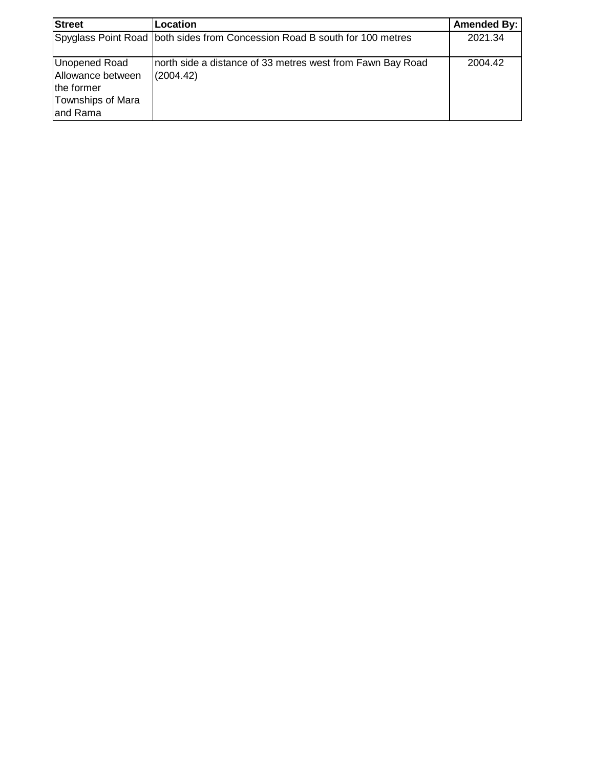| Street | Location | Amended By: |
| --- | --- | --- |
| Spyglass Point Road | both sides from Concession Road B south for 100 metres | 2021.34 |
| Unopened Road Allowance between the former Townships of Mara and Rama | north side a distance of 33 metres west from Fawn Bay Road (2004.42) | 2004.42 |